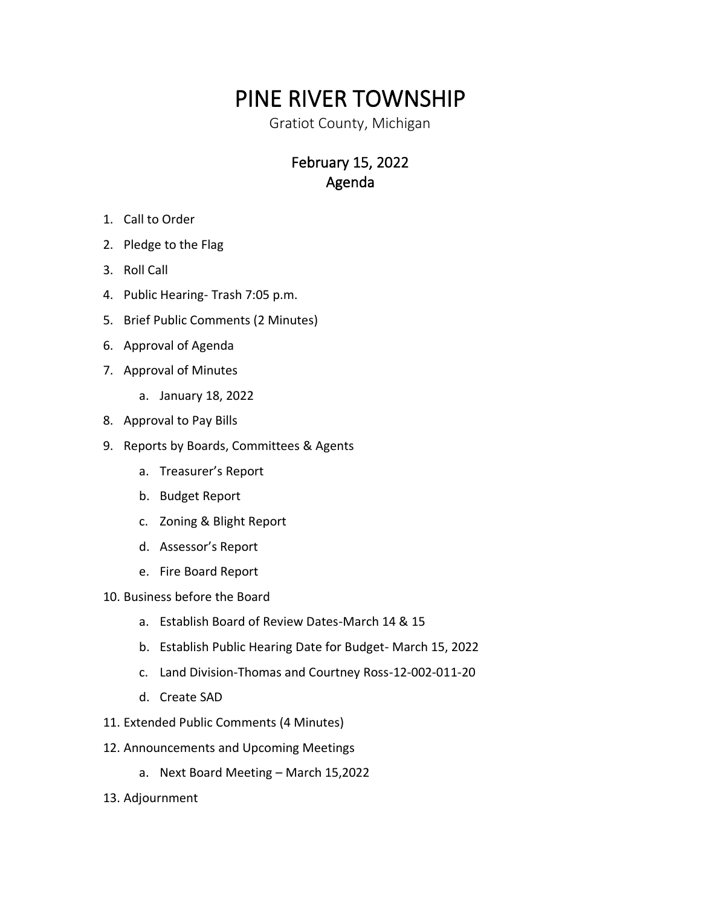# PINE RIVER TOWNSHIP

Gratiot County, Michigan

## February 15, 2022
## Agenda

1. Call to Order
2. Pledge to the Flag
3. Roll Call
4. Public Hearing- Trash 7:05 p.m.
5. Brief Public Comments (2 Minutes)
6. Approval of Agenda
7. Approval of Minutes
    a. January 18, 2022
8. Approval to Pay Bills
9. Reports by Boards, Committees & Agents
    a. Treasurer's Report
    b. Budget Report
    c. Zoning & Blight Report
    d. Assessor's Report
    e. Fire Board Report
10. Business before the Board
    a. Establish Board of Review Dates-March 14 & 15
    b. Establish Public Hearing Date for Budget- March 15, 2022
    c. Land Division-Thomas and Courtney Ross-12-002-011-20
    d. Create SAD
11. Extended Public Comments (4 Minutes)
12. Announcements and Upcoming Meetings
    a. Next Board Meeting – March 15,2022
13. Adjournment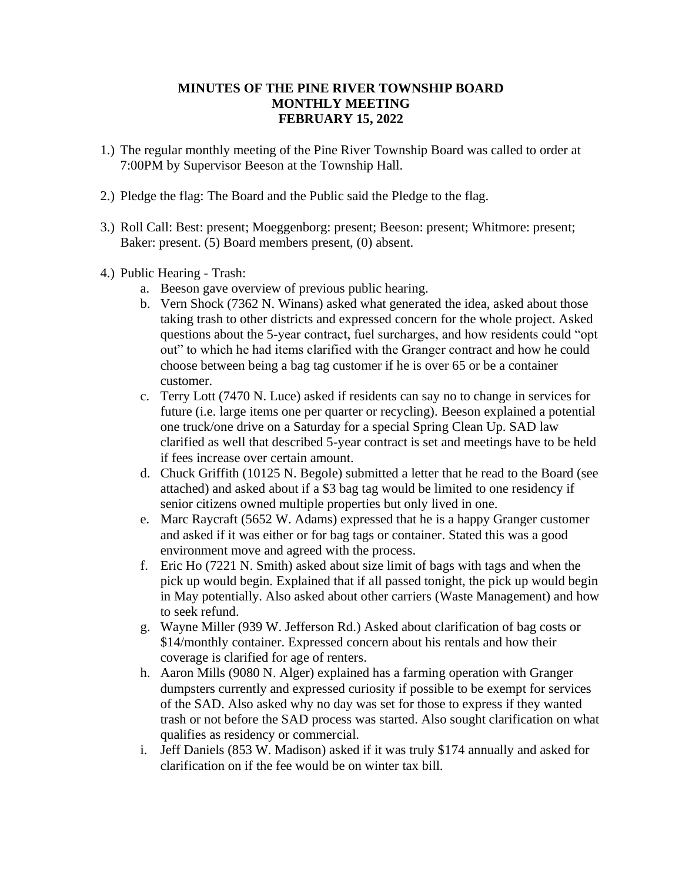**MINUTES OF THE PINE RIVER TOWNSHIP BOARD**
**MONTHLY MEETING**
**FEBRUARY 15, 2022**

1.) The regular monthly meeting of the Pine River Township Board was called to order at 7:00PM by Supervisor Beeson at the Township Hall.

2.) Pledge the flag: The Board and the Public said the Pledge to the flag.

3.) Roll Call: Best: present; Moeggenborg: present; Beeson: present; Whitmore: present; Baker: present. (5) Board members present, (0) absent.

4.) Public Hearing - Trash:
   a. Beeson gave overview of previous public hearing.
   b. Vern Shock (7362 N. Winans) asked what generated the idea, asked about those taking trash to other districts and expressed concern for the whole project. Asked questions about the 5-year contract, fuel surcharges, and how residents could "opt out" to which he had items clarified with the Granger contract and how he could choose between being a bag tag customer if he is over 65 or be a container customer.
   c. Terry Lott (7470 N. Luce) asked if residents can say no to change in services for future (i.e. large items one per quarter or recycling). Beeson explained a potential one truck/one drive on a Saturday for a special Spring Clean Up. SAD law clarified as well that described 5-year contract is set and meetings have to be held if fees increase over certain amount.
   d. Chuck Griffith (10125 N. Begole) submitted a letter that he read to the Board (see attached) and asked about if a $3 bag tag would be limited to one residency if senior citizens owned multiple properties but only lived in one.
   e. Marc Raycraft (5652 W. Adams) expressed that he is a happy Granger customer and asked if it was either or for bag tags or container. Stated this was a good environment move and agreed with the process.
   f. Eric Ho (7221 N. Smith) asked about size limit of bags with tags and when the pick up would begin. Explained that if all passed tonight, the pick up would begin in May potentially. Also asked about other carriers (Waste Management) and how to seek refund.
   g. Wayne Miller (939 W. Jefferson Rd.) Asked about clarification of bag costs or $14/monthly container. Expressed concern about his rentals and how their coverage is clarified for age of renters.
   h. Aaron Mills (9080 N. Alger) explained has a farming operation with Granger dumpsters currently and expressed curiosity if possible to be exempt for services of the SAD. Also asked why no day was set for those to express if they wanted trash or not before the SAD process was started. Also sought clarification on what qualifies as residency or commercial.
   i. Jeff Daniels (853 W. Madison) asked if it was truly $174 annually and asked for clarification on if the fee would be on winter tax bill.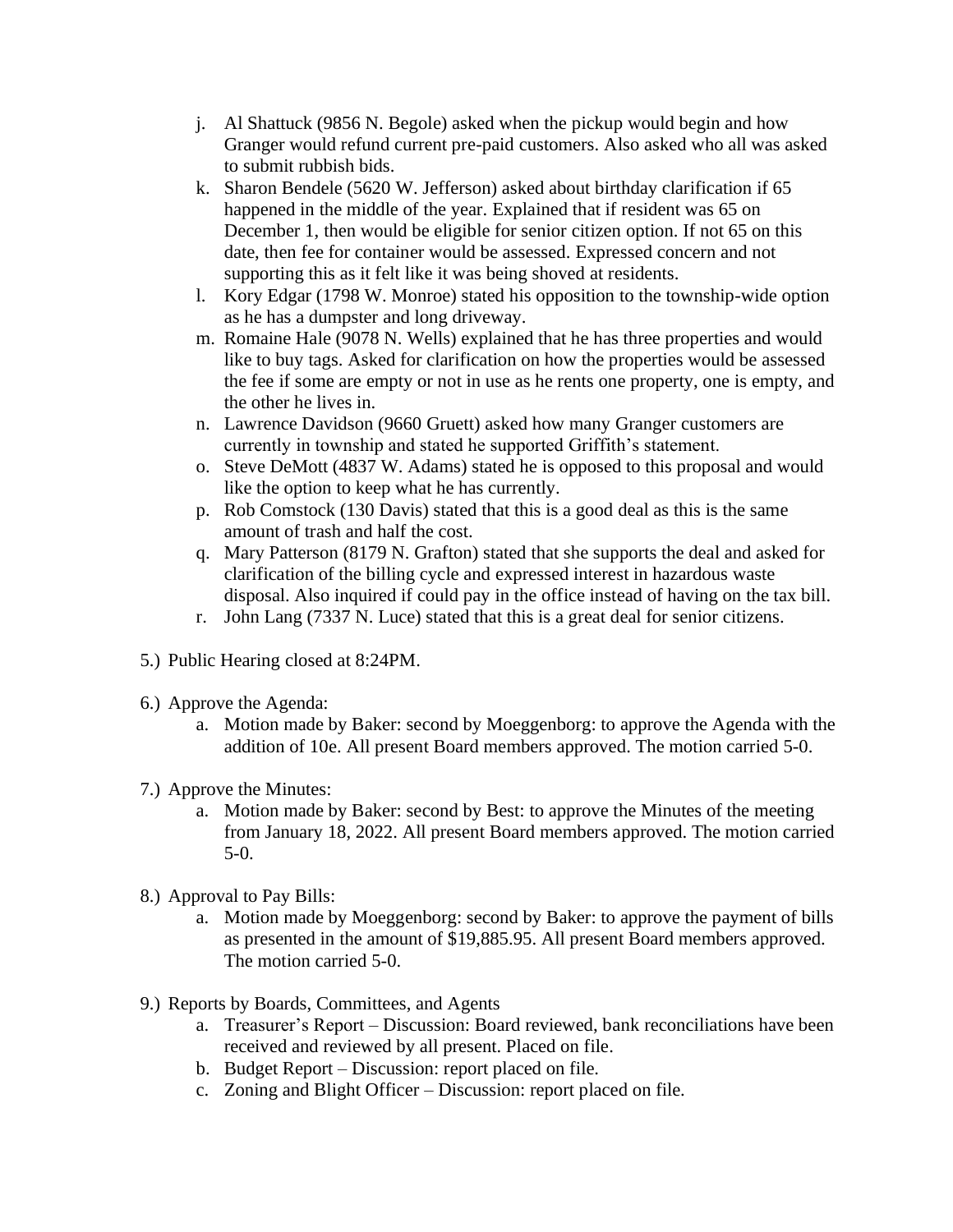j. Al Shattuck (9856 N. Begole) asked when the pickup would begin and how Granger would refund current pre-paid customers. Also asked who all was asked to submit rubbish bids.
k. Sharon Bendele (5620 W. Jefferson) asked about birthday clarification if 65 happened in the middle of the year. Explained that if resident was 65 on December 1, then would be eligible for senior citizen option. If not 65 on this date, then fee for container would be assessed. Expressed concern and not supporting this as it felt like it was being shoved at residents.
l. Kory Edgar (1798 W. Monroe) stated his opposition to the township-wide option as he has a dumpster and long driveway.
m. Romaine Hale (9078 N. Wells) explained that he has three properties and would like to buy tags. Asked for clarification on how the properties would be assessed the fee if some are empty or not in use as he rents one property, one is empty, and the other he lives in.
n. Lawrence Davidson (9660 Gruett) asked how many Granger customers are currently in township and stated he supported Griffith's statement.
o. Steve DeMott (4837 W. Adams) stated he is opposed to this proposal and would like the option to keep what he has currently.
p. Rob Comstock (130 Davis) stated that this is a good deal as this is the same amount of trash and half the cost.
q. Mary Patterson (8179 N. Grafton) stated that she supports the deal and asked for clarification of the billing cycle and expressed interest in hazardous waste disposal. Also inquired if could pay in the office instead of having on the tax bill.
r. John Lang (7337 N. Luce) stated that this is a great deal for senior citizens.

5.) Public Hearing closed at 8:24PM.

6.) Approve the Agenda:
   a. Motion made by Baker: second by Moeggenborg: to approve the Agenda with the addition of 10e. All present Board members approved. The motion carried 5-0.

7.) Approve the Minutes:
   a. Motion made by Baker: second by Best: to approve the Minutes of the meeting from January 18, 2022. All present Board members approved. The motion carried 5-0.

8.) Approval to Pay Bills:
   a. Motion made by Moeggenborg: second by Baker: to approve the payment of bills as presented in the amount of $19,885.95. All present Board members approved. The motion carried 5-0.

9.) Reports by Boards, Committees, and Agents
   a. Treasurer's Report – Discussion: Board reviewed, bank reconciliations have been received and reviewed by all present. Placed on file.
   b. Budget Report – Discussion: report placed on file.
   c. Zoning and Blight Officer – Discussion: report placed on file.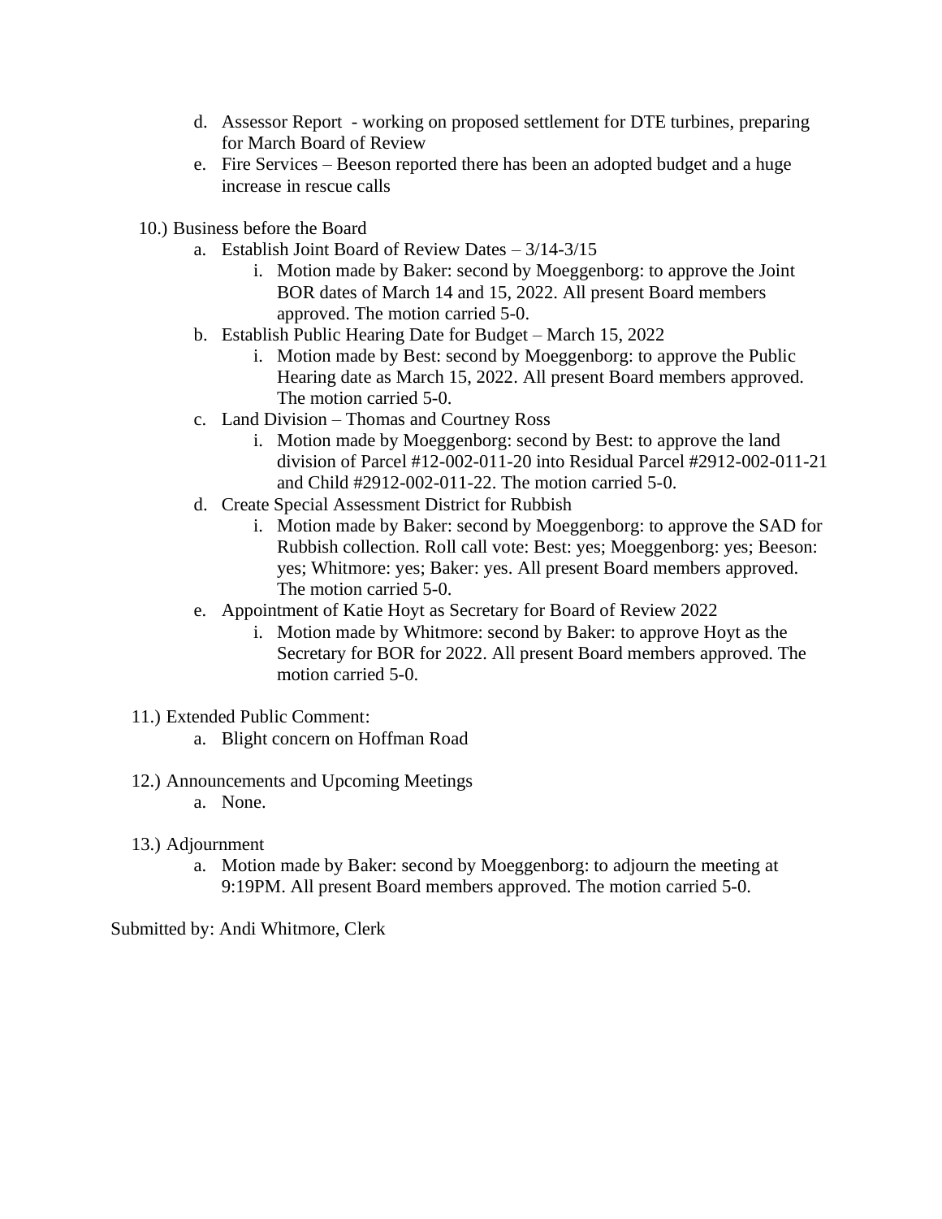d. Assessor Report - working on proposed settlement for DTE turbines, preparing for March Board of Review
   e. Fire Services – Beeson reported there has been an adopted budget and a huge increase in rescue calls

10.) Business before the Board
   a. Establish Joint Board of Review Dates – 3/14-3/15
      i. Motion made by Baker: second by Moeggenborg: to approve the Joint BOR dates of March 14 and 15, 2022. All present Board members approved. The motion carried 5-0.
   b. Establish Public Hearing Date for Budget – March 15, 2022
      i. Motion made by Best: second by Moeggenborg: to approve the Public Hearing date as March 15, 2022. All present Board members approved. The motion carried 5-0.
   c. Land Division – Thomas and Courtney Ross
      i. Motion made by Moeggenborg: second by Best: to approve the land division of Parcel #12-002-011-20 into Residual Parcel #2912-002-011-21 and Child #2912-002-011-22. The motion carried 5-0.
   d. Create Special Assessment District for Rubbish
      i. Motion made by Baker: second by Moeggenborg: to approve the SAD for Rubbish collection. Roll call vote: Best: yes; Moeggenborg: yes; Beeson: yes; Whitmore: yes; Baker: yes. All present Board members approved. The motion carried 5-0.
   e. Appointment of Katie Hoyt as Secretary for Board of Review 2022
      i. Motion made by Whitmore: second by Baker: to approve Hoyt as the Secretary for BOR for 2022. All present Board members approved. The motion carried 5-0.

11.) Extended Public Comment:
   a. Blight concern on Hoffman Road

12.) Announcements and Upcoming Meetings
   a. None.

13.) Adjournment
   a. Motion made by Baker: second by Moeggenborg: to adjourn the meeting at 9:19PM. All present Board members approved. The motion carried 5-0.

Submitted by: Andi Whitmore, Clerk